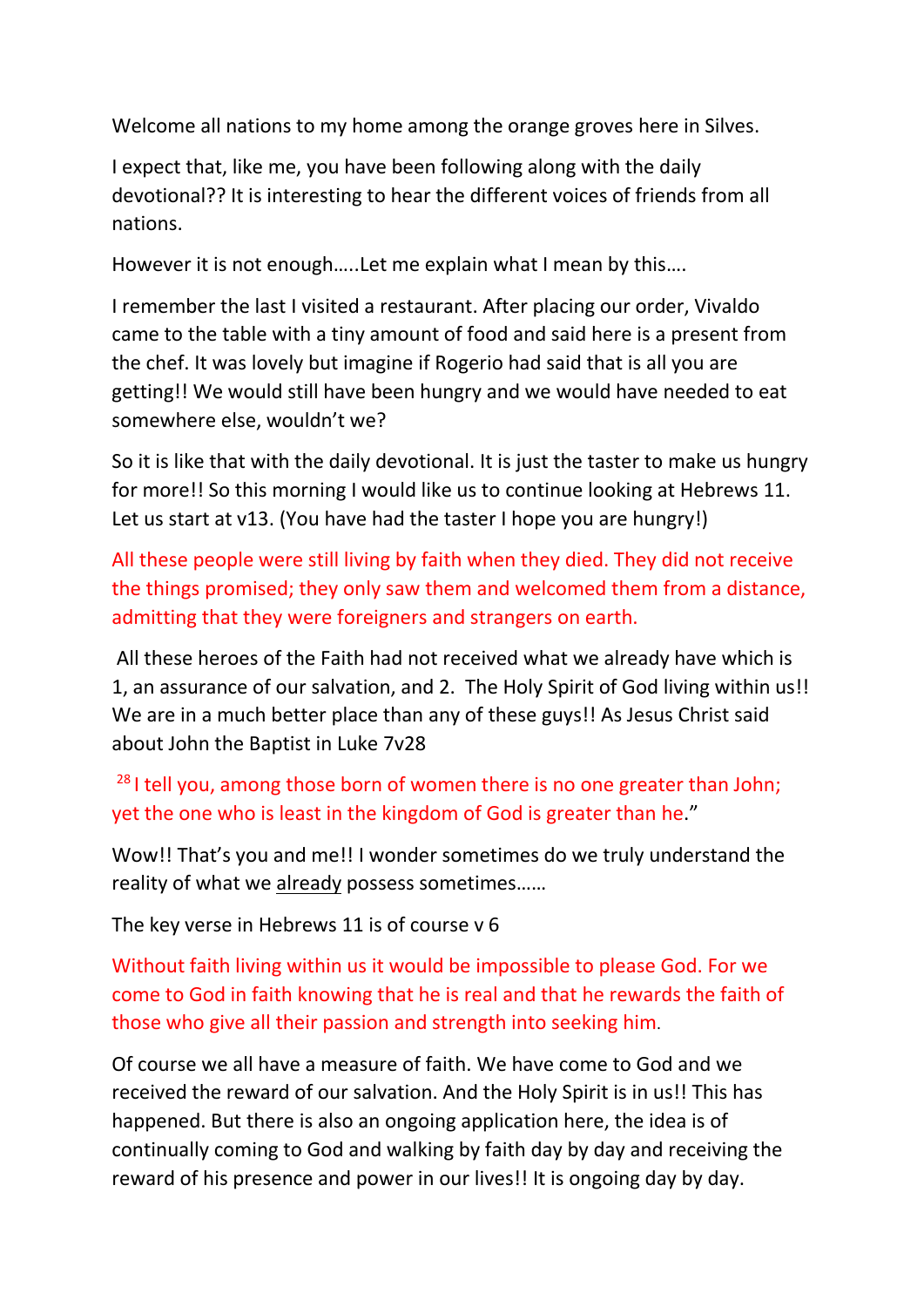Welcome all nations to my home among the orange groves here in Silves.

I expect that, like me, you have been following along with the daily devotional?? It is interesting to hear the different voices of friends from all nations.

However it is not enough…..Let me explain what I mean by this….

I remember the last I visited a restaurant. After placing our order, Vivaldo came to the table with a tiny amount of food and said here is a present from the chef. It was lovely but imagine if Rogerio had said that is all you are getting!! We would still have been hungry and we would have needed to eat somewhere else, wouldn't we?

So it is like that with the daily devotional. It is just the taster to make us hungry for more!! So this morning I would like us to continue looking at Hebrews 11. Let us start at v13. (You have had the taster I hope you are hungry!)

All these people were still living by faith when they died. They did not receive the things promised; they only saw them and welcomed them from a distance, admitting that they were foreigners and strangers on earth.

All these heroes of the Faith had not received what we already have which is 1, an assurance of our salvation, and 2. The Holy Spirit of God living within us!! We are in a much better place than any of these guys!! As Jesus Christ said about John the Baptist in Luke 7v28

[28] I tell you, among those born of women there is no one greater than John; yet the one who is least in the kingdom of God is greater than he."

Wow!! That's you and me!! I wonder sometimes do we truly understand the reality of what we <u>already</u> possess sometimes……

The key verse in Hebrews 11 is of course v 6

Without faith living within us it would be impossible to please God. For we come to God in faith knowing that he is real and that he rewards the faith of those who give all their passion and strength into seeking him.

Of course we all have a measure of faith. We have come to God and we received the reward of our salvation. And the Holy Spirit is in us!! This has happened. But there is also an ongoing application here, the idea is of continually coming to God and walking by faith day by day and receiving the reward of his presence and power in our lives!! It is ongoing day by day.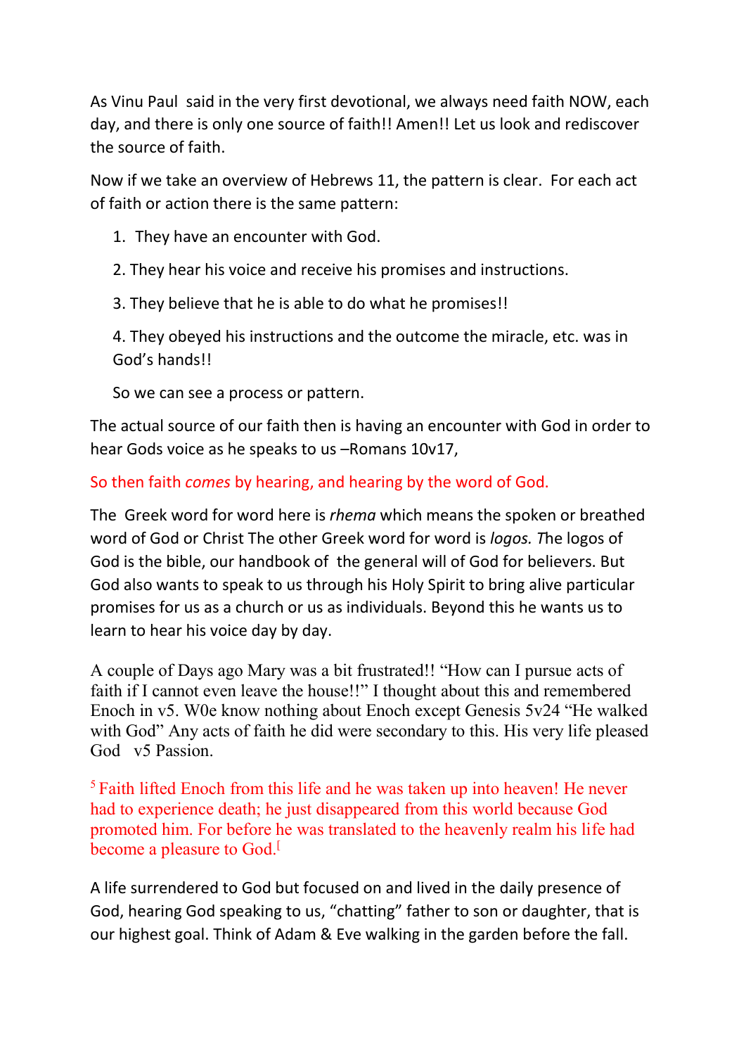As Vinu Paul said in the very first devotional, we always need faith NOW, each day, and there is only one source of faith!! Amen!! Let us look and rediscover the source of faith.

Now if we take an overview of Hebrews 11, the pattern is clear. For each act of faith or action there is the same pattern:

1. They have an encounter with God.
2. They hear his voice and receive his promises and instructions.
3. They believe that he is able to do what he promises!!
4. They obeyed his instructions and the outcome the miracle, etc. was in God's hands!!

So we can see a process or pattern.

The actual source of our faith then is having an encounter with God in order to hear Gods voice as he speaks to us –Romans 10v17,

So then faith *comes* by hearing, and hearing by the word of God.

The Greek word for word here is *rhema* which means the spoken or breathed word of God or Christ The other Greek word for word is *logos. T*he logos of God is the bible, our handbook of the general will of God for believers. But God also wants to speak to us through his Holy Spirit to bring alive particular promises for us as a church or us as individuals. Beyond this he wants us to learn to hear his voice day by day.

A couple of Days ago Mary was a bit frustrated!! "How can I pursue acts of faith if I cannot even leave the house!!" I thought about this and remembered Enoch in v5. W0e know nothing about Enoch except Genesis 5v24 "He walked with God" Any acts of faith he did were secondary to this. His very life pleased God v5 Passion.

[5] Faith lifted Enoch from this life and he was taken up into heaven! He never had to experience death; he just disappeared from this world because God promoted him. For before he was translated to the heavenly realm his life had become a pleasure to God.[

A life surrendered to God but focused on and lived in the daily presence of God, hearing God speaking to us, "chatting" father to son or daughter, that is our highest goal. Think of Adam & Eve walking in the garden before the fall.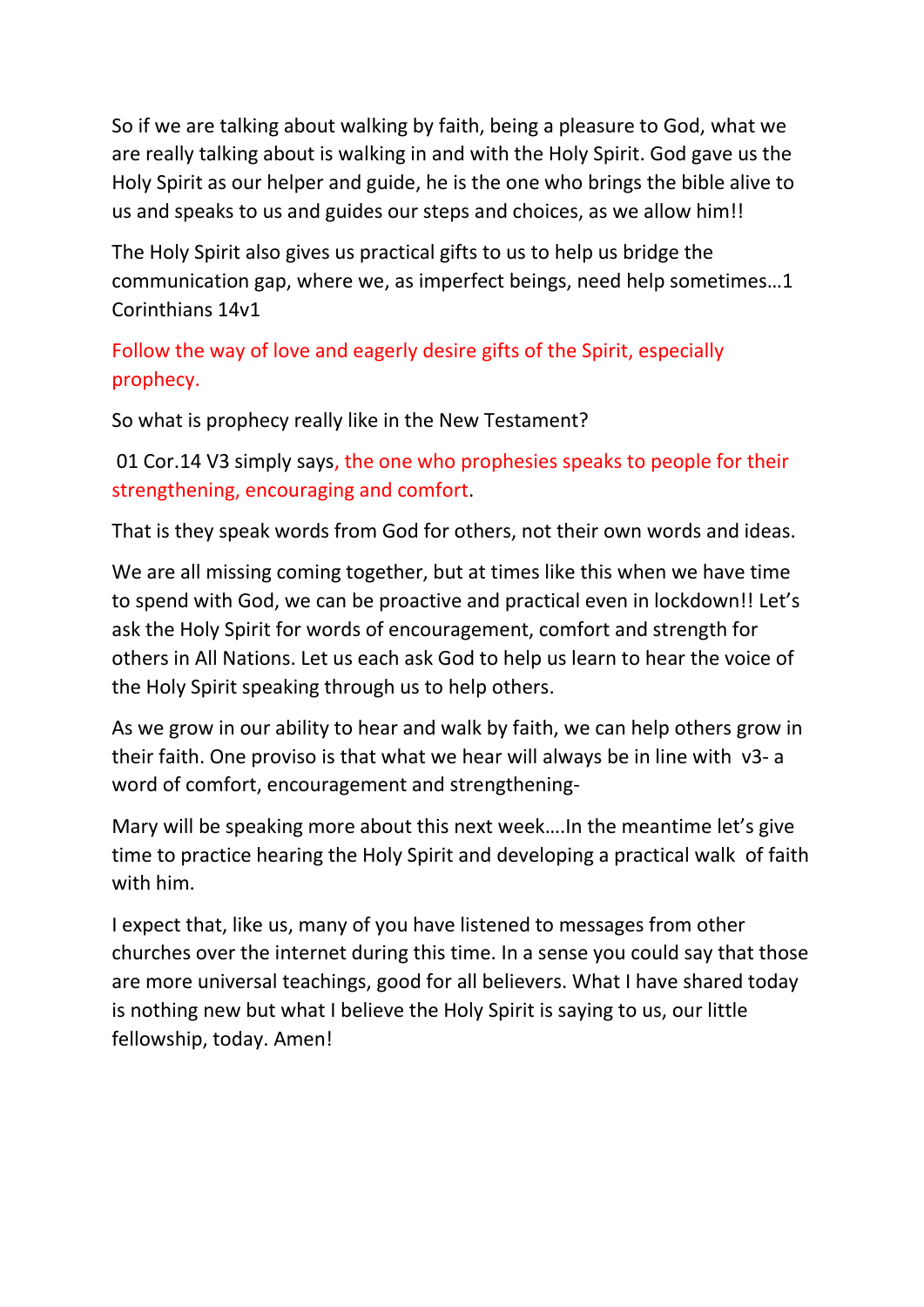So if we are talking about walking by faith, being a pleasure to God, what we are really talking about is walking in and with the Holy Spirit. God gave us the Holy Spirit as our helper and guide, he is the one who brings the bible alive to us and speaks to us and guides our steps and choices, as we allow him!!

The Holy Spirit also gives us practical gifts to us to help us bridge the communication gap, where we, as imperfect beings, need help sometimes…1 Corinthians 14v1

Follow the way of love and eagerly desire gifts of the Spirit, especially prophecy.

So what is prophecy really like in the New Testament?

01 Cor.14 V3 simply says, the one who prophesies speaks to people for their strengthening, encouraging and comfort.

That is they speak words from God for others, not their own words and ideas.

We are all missing coming together, but at times like this when we have time to spend with God, we can be proactive and practical even in lockdown!! Let's ask the Holy Spirit for words of encouragement, comfort and strength for others in All Nations. Let us each ask God to help us learn to hear the voice of the Holy Spirit speaking through us to help others.

As we grow in our ability to hear and walk by faith, we can help others grow in their faith. One proviso is that what we hear will always be in line with v3- a word of comfort, encouragement and strengthening-

Mary will be speaking more about this next week….In the meantime let's give time to practice hearing the Holy Spirit and developing a practical walk of faith with him.

I expect that, like us, many of you have listened to messages from other churches over the internet during this time. In a sense you could say that those are more universal teachings, good for all believers. What I have shared today is nothing new but what I believe the Holy Spirit is saying to us, our little fellowship, today. Amen!